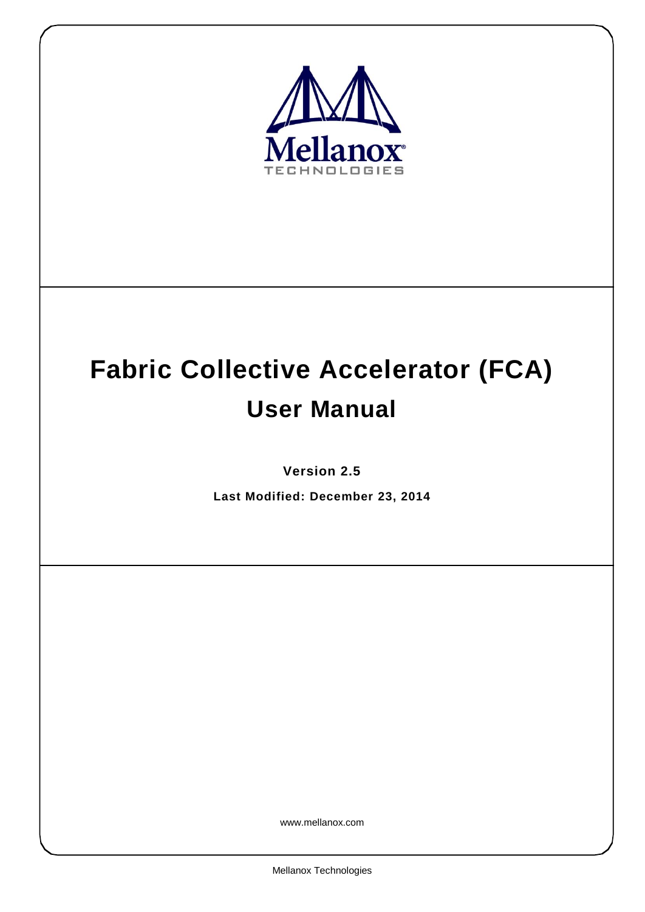# Fabric Collective Accelerator (FCA)

## User Manual

**Version 2.5**

**Last Modified: December 23, 2014**

www.mellanox.com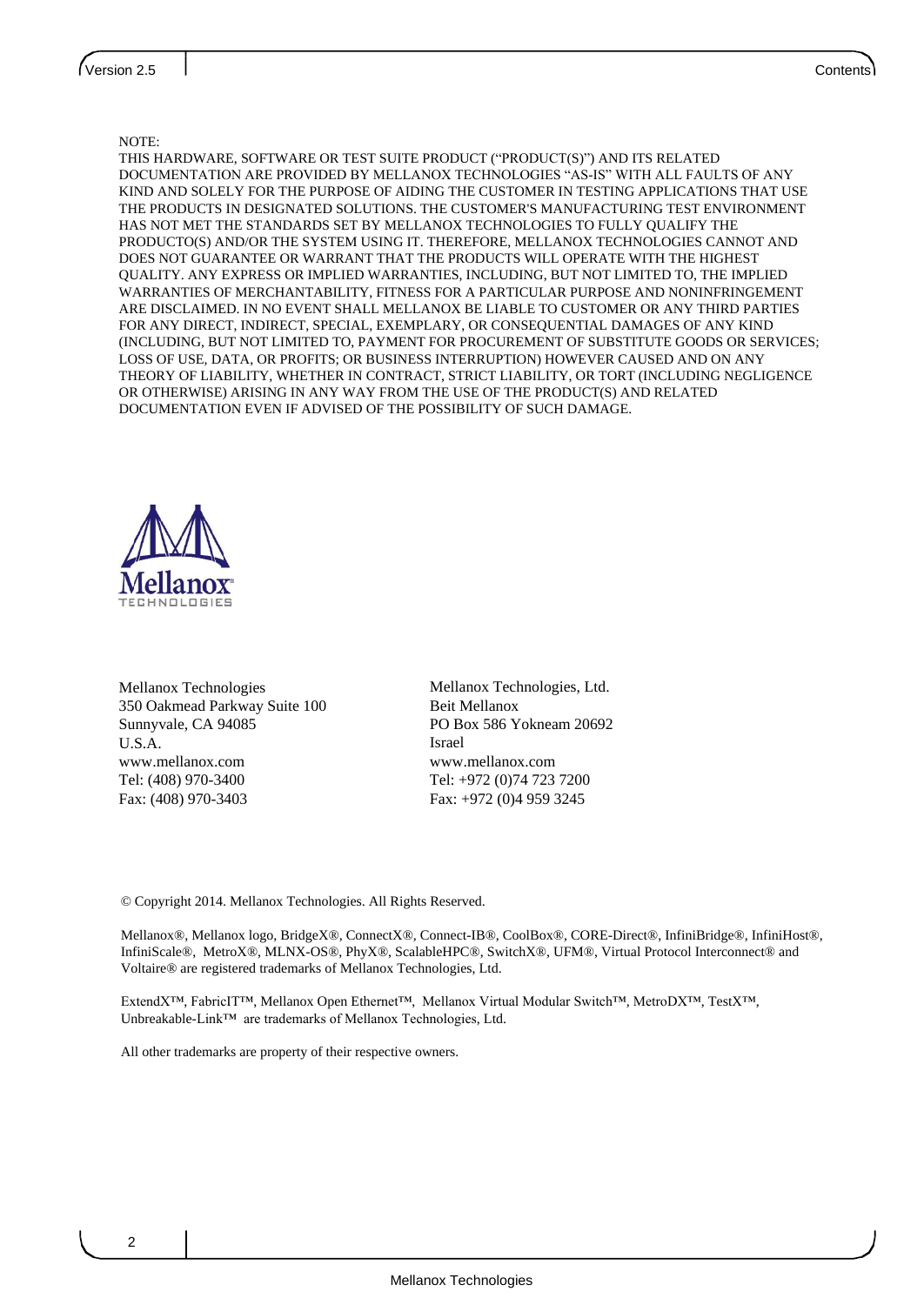NOTE:
THIS HARDWARE, SOFTWARE OR TEST SUITE PRODUCT ("PRODUCT(S)") AND ITS RELATED DOCUMENTATION ARE PROVIDED BY MELLANOX TECHNOLOGIES "AS-IS" WITH ALL FAULTS OF ANY KIND AND SOLELY FOR THE PURPOSE OF AIDING THE CUSTOMER IN TESTING APPLICATIONS THAT USE THE PRODUCTS IN DESIGNATED SOLUTIONS. THE CUSTOMER'S MANUFACTURING TEST ENVIRONMENT HAS NOT MET THE STANDARDS SET BY MELLANOX TECHNOLOGIES TO FULLY QUALIFY THE PRODUCTO(S) AND/OR THE SYSTEM USING IT. THEREFORE, MELLANOX TECHNOLOGIES CANNOT AND DOES NOT GUARANTEE OR WARRANT THAT THE PRODUCTS WILL OPERATE WITH THE HIGHEST QUALITY. ANY EXPRESS OR IMPLIED WARRANTIES, INCLUDING, BUT NOT LIMITED TO, THE IMPLIED WARRANTIES OF MERCHANTABILITY, FITNESS FOR A PARTICULAR PURPOSE AND NONINFRINGEMENT ARE DISCLAIMED. IN NO EVENT SHALL MELLANOX BE LIABLE TO CUSTOMER OR ANY THIRD PARTIES FOR ANY DIRECT, INDIRECT, SPECIAL, EXEMPLARY, OR CONSEQUENTIAL DAMAGES OF ANY KIND (INCLUDING, BUT NOT LIMITED TO, PAYMENT FOR PROCUREMENT OF SUBSTITUTE GOODS OR SERVICES; LOSS OF USE, DATA, OR PROFITS; OR BUSINESS INTERRUPTION) HOWEVER CAUSED AND ON ANY THEORY OF LIABILITY, WHETHER IN CONTRACT, STRICT LIABILITY, OR TORT (INCLUDING NEGLIGENCE OR OTHERWISE) ARISING IN ANY WAY FROM THE USE OF THE PRODUCT(S) AND RELATED DOCUMENTATION EVEN IF ADVISED OF THE POSSIBILITY OF SUCH DAMAGE.

Mellanox TECHNOLOGIES

Mellanox Technologies
350 Oakmead Parkway Suite 100
Sunnyvale, CA 94085
U.S.A.
www.mellanox.com
Tel: (408) 970-3400
Fax: (408) 970-3403

Mellanox Technologies, Ltd.
Beit Mellanox
PO Box 586 Yokneam 20692
Israel
www.mellanox.com
Tel: +972 (0)74 723 7200
Fax: +972 (0)4 959 3245

© Copyright 2014. Mellanox Technologies. All Rights Reserved.

Mellanox®, Mellanox logo, BridgeX®, ConnectX®, Connect-IB®, CoolBox®, CORE-Direct®, InfiniBridge®, InfiniHost®, InfiniScale®, MetroX®, MLNX-OS®, PhyX®, ScalableHPC®, SwitchX®, UFM®, Virtual Protocol Interconnect® and Voltaire® are registered trademarks of Mellanox Technologies, Ltd.

ExtendX™, FabricIT™, Mellanox Open Ethernet™, Mellanox Virtual Modular Switch™, MetroDX™, TestX™, Unbreakable-Link™ are trademarks of Mellanox Technologies, Ltd.

All other trademarks are property of their respective owners.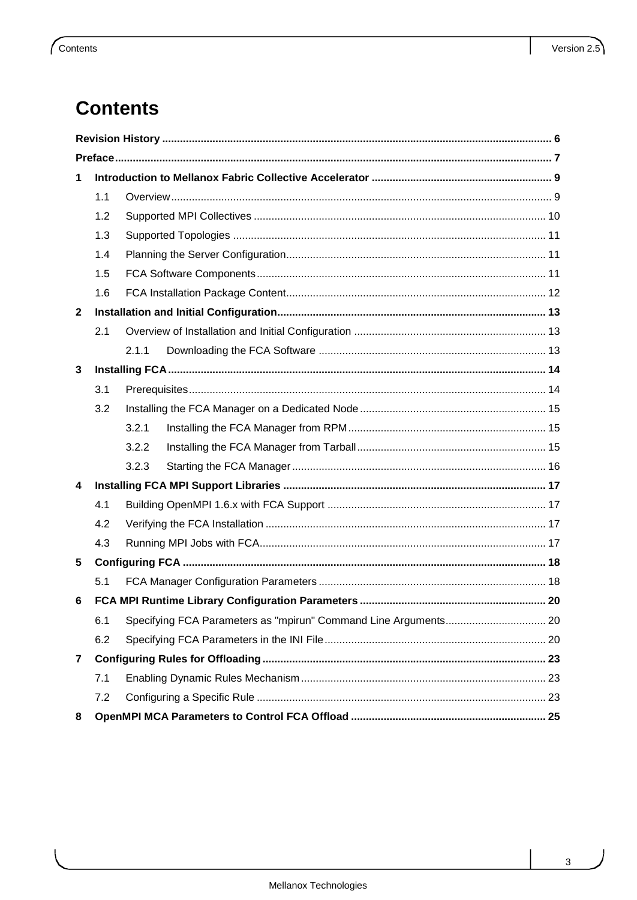# Contents

**Revision History** .......... 6

**Preface** .......... 7

**1 Introduction to Mellanox Fabric Collective Accelerator** .......... 9

- 1.1 Overview .......... 9
- 1.2 Supported MPI Collectives .......... 10
- 1.3 Supported Topologies .......... 11
- 1.4 Planning the Server Configuration .......... 11
- 1.5 FCA Software Components .......... 11
- 1.6 FCA Installation Package Content .......... 12

**2 Installation and Initial Configuration** .......... 13

- 2.1 Overview of Installation and Initial Configuration .......... 13
  - 2.1.1 Downloading the FCA Software .......... 13

**3 Installing FCA** .......... 14

- 3.1 Prerequisites .......... 14
- 3.2 Installing the FCA Manager on a Dedicated Node .......... 15
  - 3.2.1 Installing the FCA Manager from RPM .......... 15
  - 3.2.2 Installing the FCA Manager from Tarball .......... 15
  - 3.2.3 Starting the FCA Manager .......... 16

**4 Installing FCA MPI Support Libraries** .......... 17

- 4.1 Building OpenMPI 1.6.x with FCA Support .......... 17
- 4.2 Verifying the FCA Installation .......... 17
- 4.3 Running MPI Jobs with FCA .......... 17

**5 Configuring FCA** .......... 18

- 5.1 FCA Manager Configuration Parameters .......... 18

**6 FCA MPI Runtime Library Configuration Parameters** .......... 20

- 6.1 Specifying FCA Parameters as "mpirun" Command Line Arguments .......... 20
- 6.2 Specifying FCA Parameters in the INI File .......... 20

**7 Configuring Rules for Offloading** .......... 23

- 7.1 Enabling Dynamic Rules Mechanism .......... 23
- 7.2 Configuring a Specific Rule .......... 23

**8 OpenMPI MCA Parameters to Control FCA Offload** .......... 25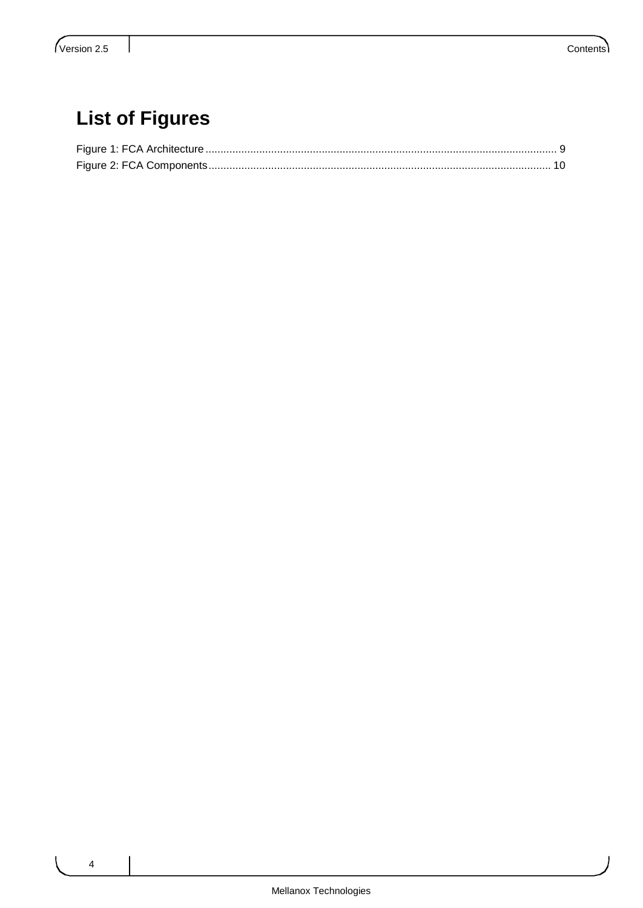# List of Figures

Figure 1: FCA Architecture ........................................................................................................................ 9
Figure 2: FCA Components ...................................................................................................................... 10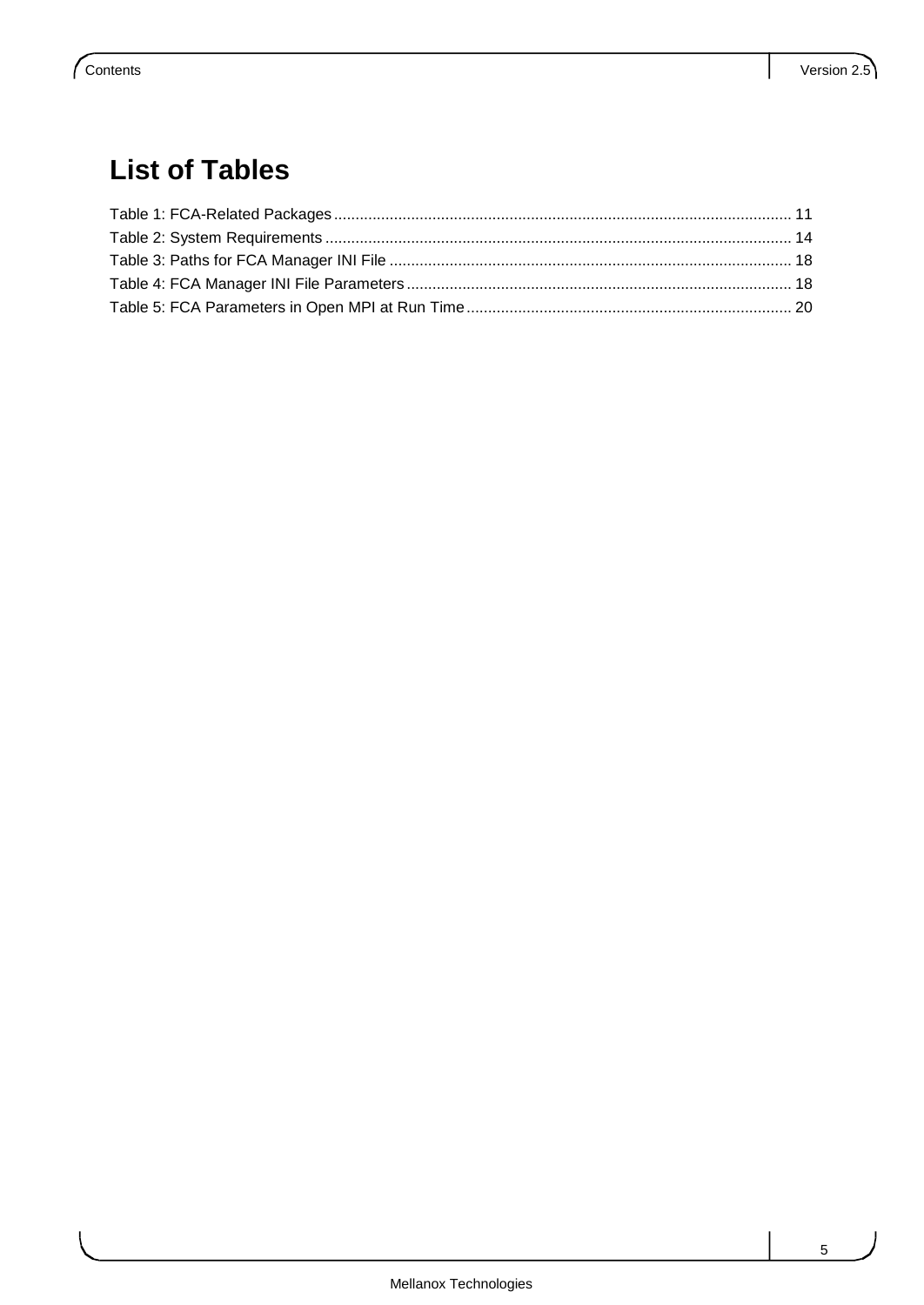# List of Tables

Table 1: FCA-Related Packages ........................................................................................................ 11
Table 2: System Requirements .......................................................................................................... 14
Table 3: Paths for FCA Manager INI File .......................................................................................... 18
Table 4: FCA Manager INI File Parameters ...................................................................................... 18
Table 5: FCA Parameters in Open MPI at Run Time ......................................................................... 20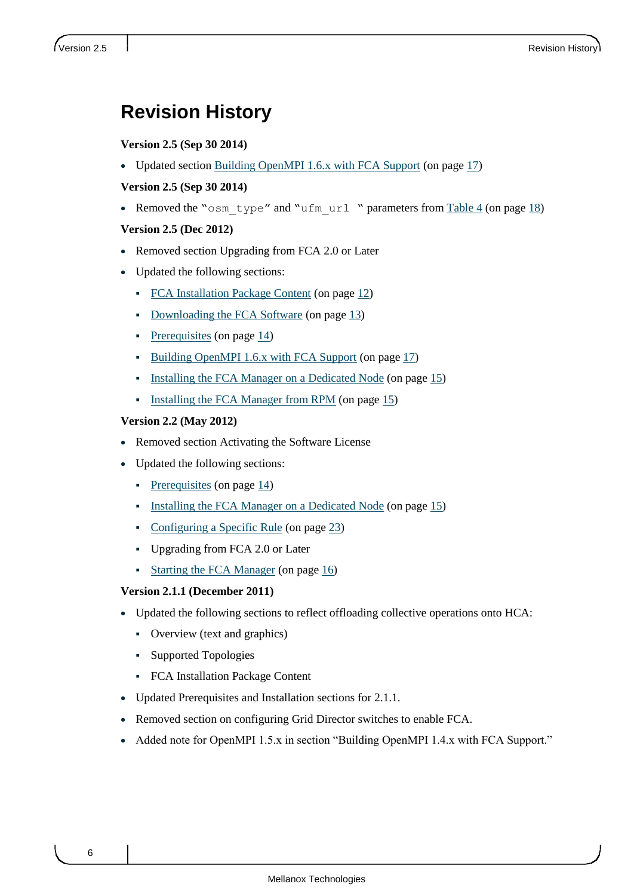# Revision History

**Version 2.5 (Sep 30 2014)**

- Updated section Building OpenMPI 1.6.x with FCA Support (on page 17)

**Version 2.5 (Sep 30 2014)**

- Removed the "`osm_type`" and "`ufm_url` " parameters from Table 4 (on page 18)

**Version 2.5 (Dec 2012)**

- Removed section Upgrading from FCA 2.0 or Later
- Updated the following sections:
  - FCA Installation Package Content (on page 12)
  - Downloading the FCA Software (on page 13)
  - Prerequisites (on page 14)
  - Building OpenMPI 1.6.x with FCA Support (on page 17)
  - Installing the FCA Manager on a Dedicated Node (on page 15)
  - Installing the FCA Manager from RPM (on page 15)

**Version 2.2 (May 2012)**

- Removed section Activating the Software License
- Updated the following sections:
  - Prerequisites (on page 14)
  - Installing the FCA Manager on a Dedicated Node (on page 15)
  - Configuring a Specific Rule (on page 23)
  - Upgrading from FCA 2.0 or Later
  - Starting the FCA Manager (on page 16)

**Version 2.1.1 (December 2011)**

- Updated the following sections to reflect offloading collective operations onto HCA:
  - Overview (text and graphics)
  - Supported Topologies
  - FCA Installation Package Content
- Updated Prerequisites and Installation sections for 2.1.1.
- Removed section on configuring Grid Director switches to enable FCA.
- Added note for OpenMPI 1.5.x in section "Building OpenMPI 1.4.x with FCA Support."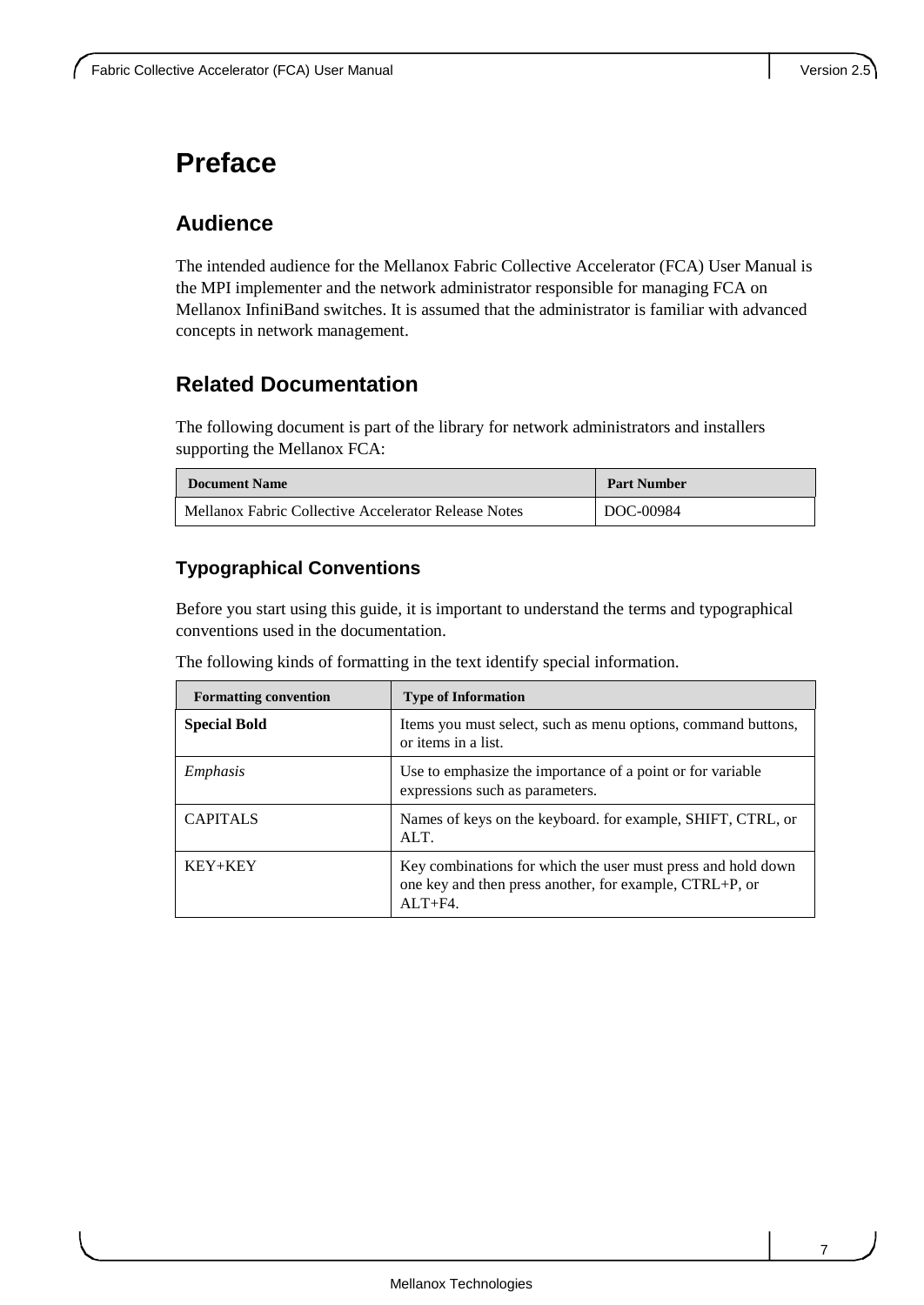# Preface

## Audience

The intended audience for the Mellanox Fabric Collective Accelerator (FCA) User Manual is the MPI implementer and the network administrator responsible for managing FCA on Mellanox InfiniBand switches. It is assumed that the administrator is familiar with advanced concepts in network management.

## Related Documentation

The following document is part of the library for network administrators and installers supporting the Mellanox FCA:

| Document Name | Part Number |
|---|---|
| Mellanox Fabric Collective Accelerator Release Notes | DOC-00984 |

### Typographical Conventions

Before you start using this guide, it is important to understand the terms and typographical conventions used in the documentation.

The following kinds of formatting in the text identify special information.

| Formatting convention | Type of Information |
|---|---|
| **Special Bold** | Items you must select, such as menu options, command buttons, or items in a list. |
| *Emphasis* | Use to emphasize the importance of a point or for variable expressions such as parameters. |
| CAPITALS | Names of keys on the keyboard. for example, SHIFT, CTRL, or ALT. |
| KEY+KEY | Key combinations for which the user must press and hold down one key and then press another, for example, CTRL+P, or ALT+F4. |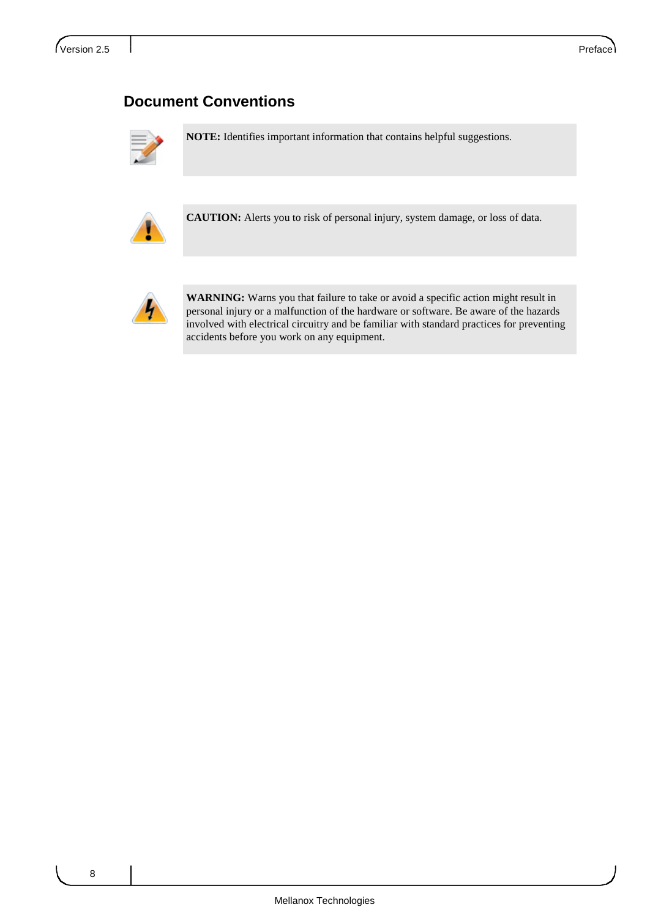## Document Conventions

**NOTE:** Identifies important information that contains helpful suggestions.

**CAUTION:** Alerts you to risk of personal injury, system damage, or loss of data.

**WARNING:** Warns you that failure to take or avoid a specific action might result in personal injury or a malfunction of the hardware or software. Be aware of the hazards involved with electrical circuitry and be familiar with standard practices for preventing accidents before you work on any equipment.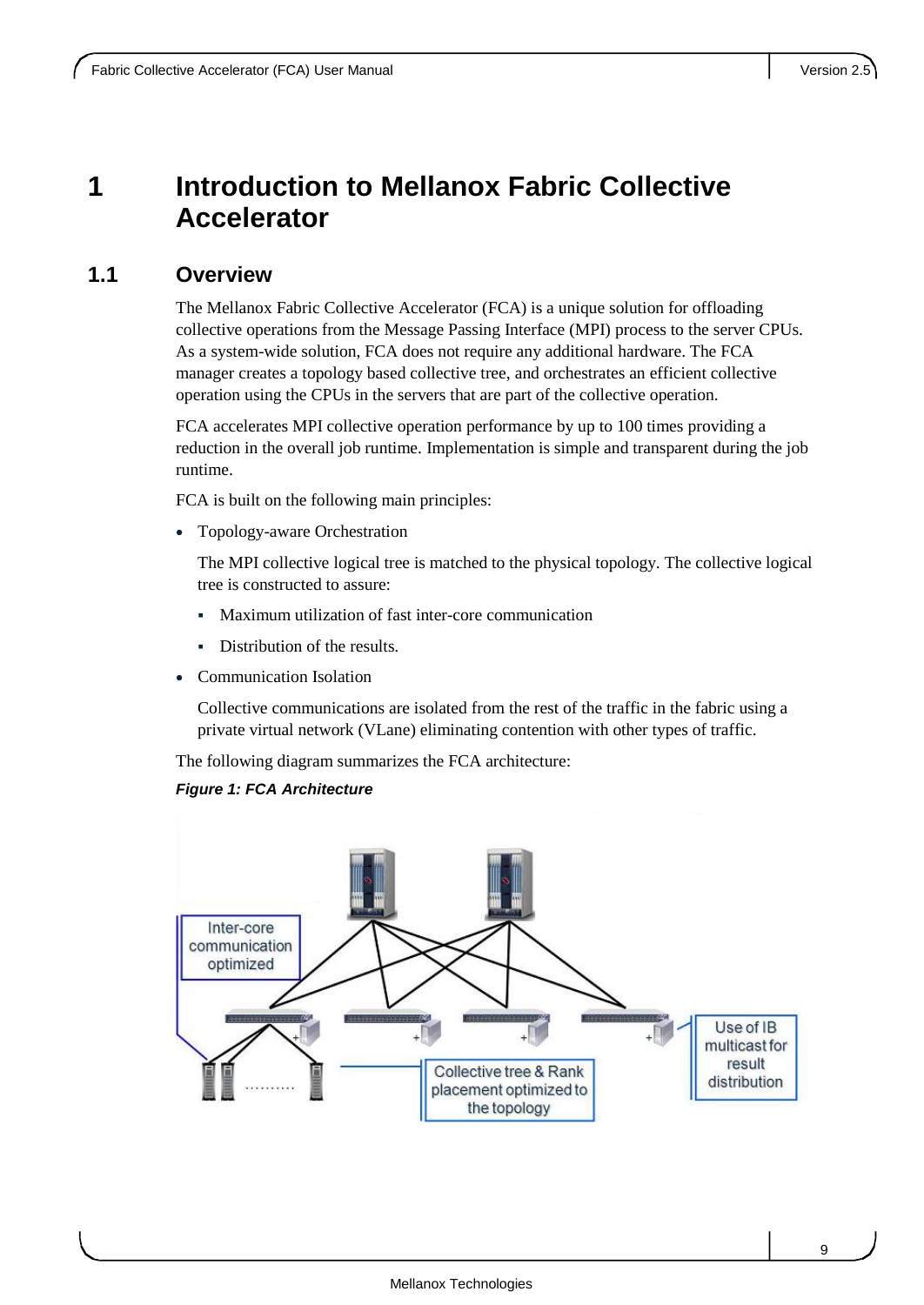# 1 Introduction to Mellanox Fabric Collective Accelerator

## 1.1 Overview

The Mellanox Fabric Collective Accelerator (FCA) is a unique solution for offloading collective operations from the Message Passing Interface (MPI) process to the server CPUs. As a system-wide solution, FCA does not require any additional hardware. The FCA manager creates a topology based collective tree, and orchestrates an efficient collective operation using the CPUs in the servers that are part of the collective operation.

FCA accelerates MPI collective operation performance by up to 100 times providing a reduction in the overall job runtime. Implementation is simple and transparent during the job runtime.

FCA is built on the following main principles:

- Topology-aware Orchestration

  The MPI collective logical tree is matched to the physical topology. The collective logical tree is constructed to assure:

  - Maximum utilization of fast inter-core communication
  - Distribution of the results.

- Communication Isolation

  Collective communications are isolated from the rest of the traffic in the fabric using a private virtual network (VLane) eliminating contention with other types of traffic.

The following diagram summarizes the FCA architecture:

***Figure 1: FCA Architecture***

Inter-core communication optimized

Collective tree & Rank placement optimized to the topology

Use of IB multicast for result distribution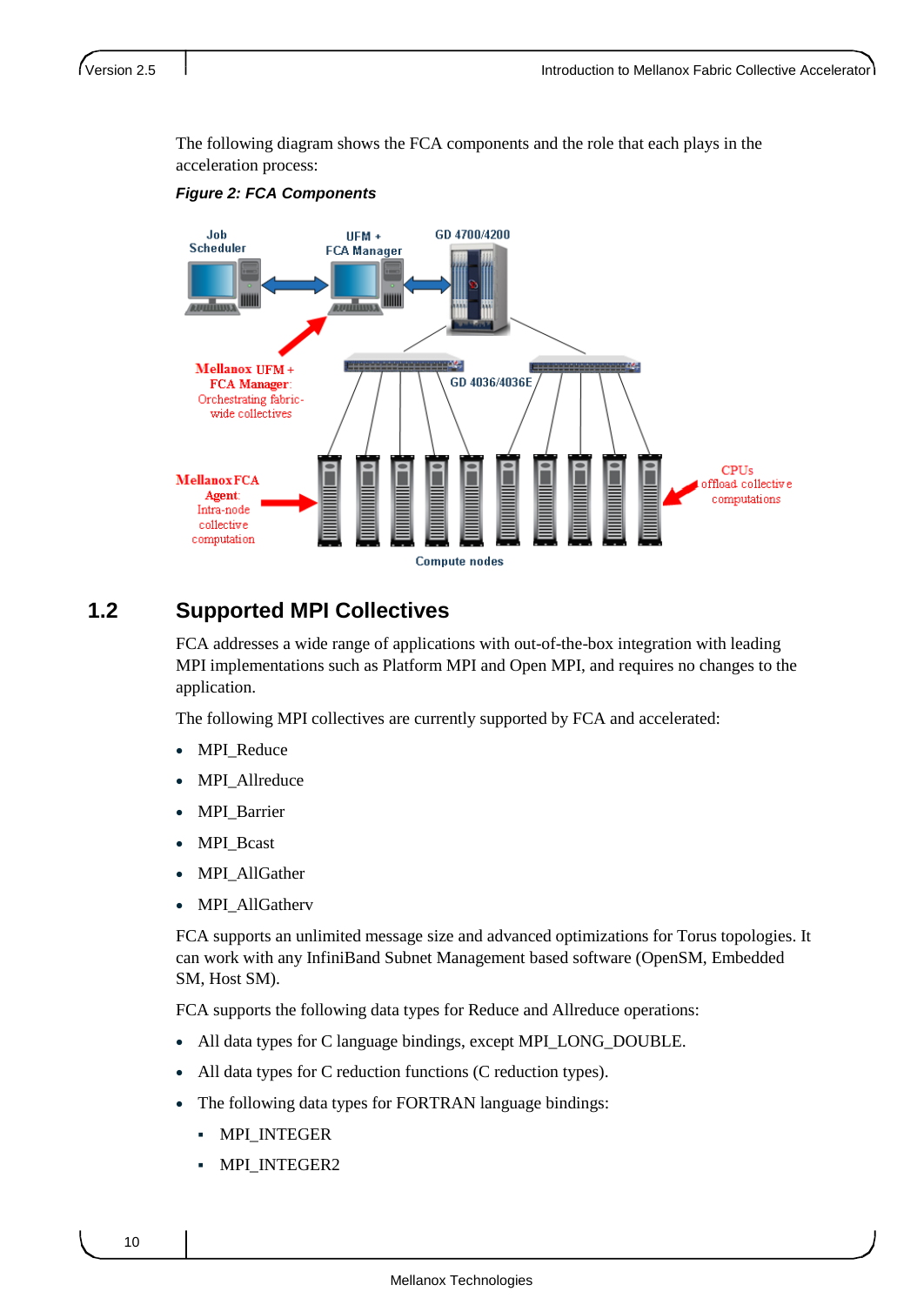The following diagram shows the FCA components and the role that each plays in the acceleration process:

***Figure 2: FCA Components***

## 1.2 Supported MPI Collectives

FCA addresses a wide range of applications with out-of-the-box integration with leading MPI implementations such as Platform MPI and Open MPI, and requires no changes to the application.

The following MPI collectives are currently supported by FCA and accelerated:

- MPI_Reduce
- MPI_Allreduce
- MPI_Barrier
- MPI_Bcast
- MPI_AllGather
- MPI_AllGatherv

FCA supports an unlimited message size and advanced optimizations for Torus topologies. It can work with any InfiniBand Subnet Management based software (OpenSM, Embedded SM, Host SM).

FCA supports the following data types for Reduce and Allreduce operations:

- All data types for C language bindings, except MPI_LONG_DOUBLE.
- All data types for C reduction functions (C reduction types).
- The following data types for FORTRAN language bindings:
  - MPI_INTEGER
  - MPI_INTEGER2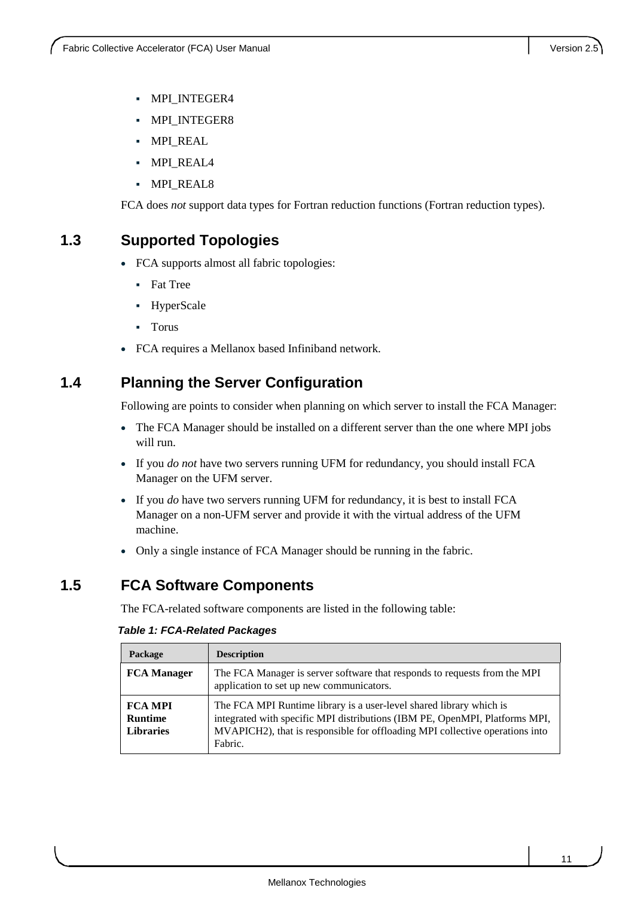- MPI_INTEGER4
- MPI_INTEGER8
- MPI_REAL
- MPI_REAL4
- MPI_REAL8

FCA does *not* support data types for Fortran reduction functions (Fortran reduction types).

## 1.3 Supported Topologies

- FCA supports almost all fabric topologies:
  - Fat Tree
  - HyperScale
  - Torus
- FCA requires a Mellanox based Infiniband network.

## 1.4 Planning the Server Configuration

Following are points to consider when planning on which server to install the FCA Manager:

- The FCA Manager should be installed on a different server than the one where MPI jobs will run.
- If you *do not* have two servers running UFM for redundancy, you should install FCA Manager on the UFM server.
- If you *do* have two servers running UFM for redundancy, it is best to install FCA Manager on a non-UFM server and provide it with the virtual address of the UFM machine.
- Only a single instance of FCA Manager should be running in the fabric.

## 1.5 FCA Software Components

The FCA-related software components are listed in the following table:

***Table 1: FCA-Related Packages***

| Package | Description |
|---|---|
| **FCA Manager** | The FCA Manager is server software that responds to requests from the MPI application to set up new communicators. |
| **FCA MPI Runtime Libraries** | The FCA MPI Runtime library is a user-level shared library which is integrated with specific MPI distributions (IBM PE, OpenMPI, Platforms MPI, MVAPICH2), that is responsible for offloading MPI collective operations into Fabric. |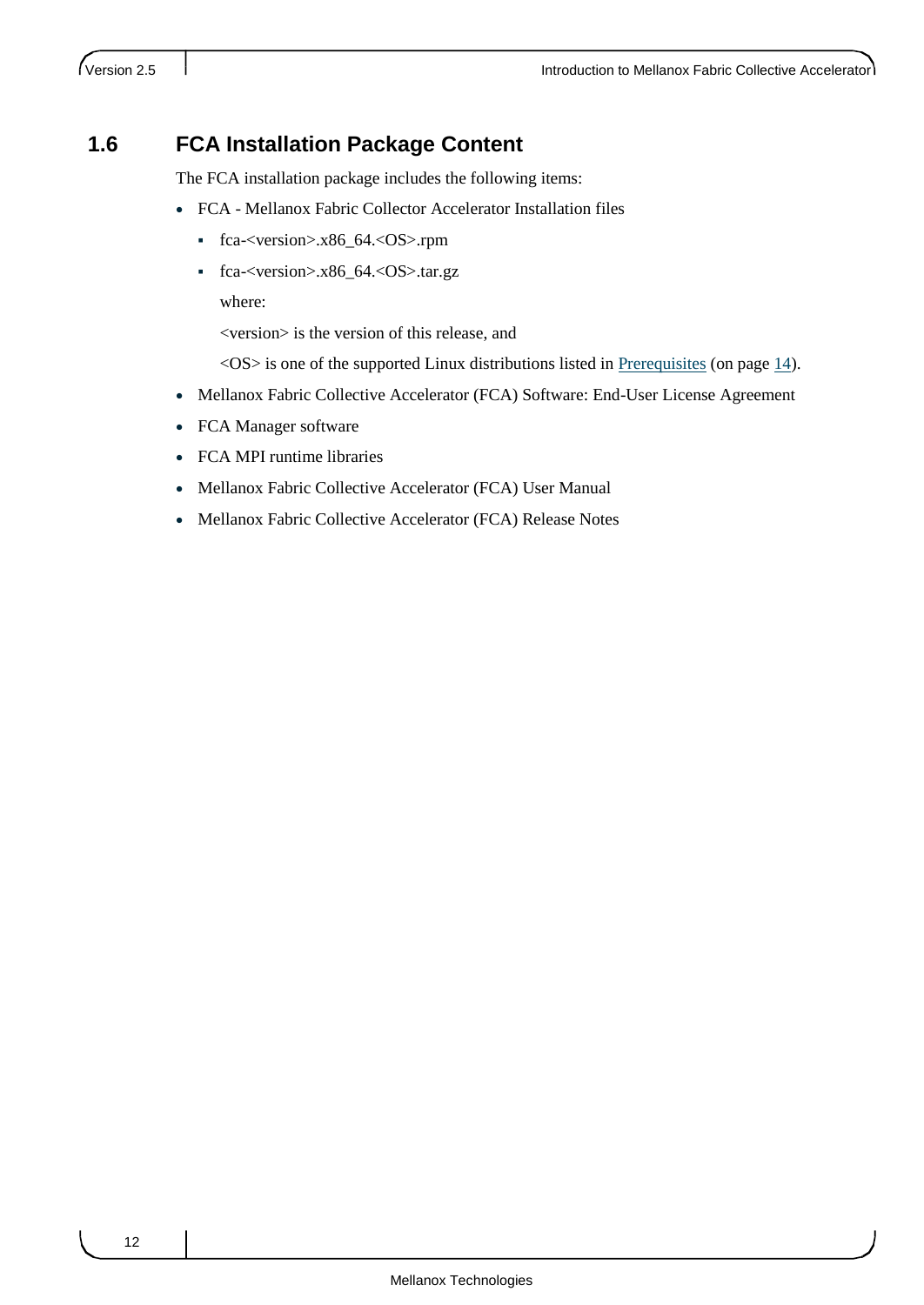## 1.6 FCA Installation Package Content

The FCA installation package includes the following items:

- FCA - Mellanox Fabric Collector Accelerator Installation files
  - fca-<version>.x86_64.<OS>.rpm
  - fca-<version>.x86_64.<OS>.tar.gz

    where:

    <version> is the version of this release, and

    <OS> is one of the supported Linux distributions listed in Prerequisites (on page 14).
- Mellanox Fabric Collective Accelerator (FCA) Software: End-User License Agreement
- FCA Manager software
- FCA MPI runtime libraries
- Mellanox Fabric Collective Accelerator (FCA) User Manual
- Mellanox Fabric Collective Accelerator (FCA) Release Notes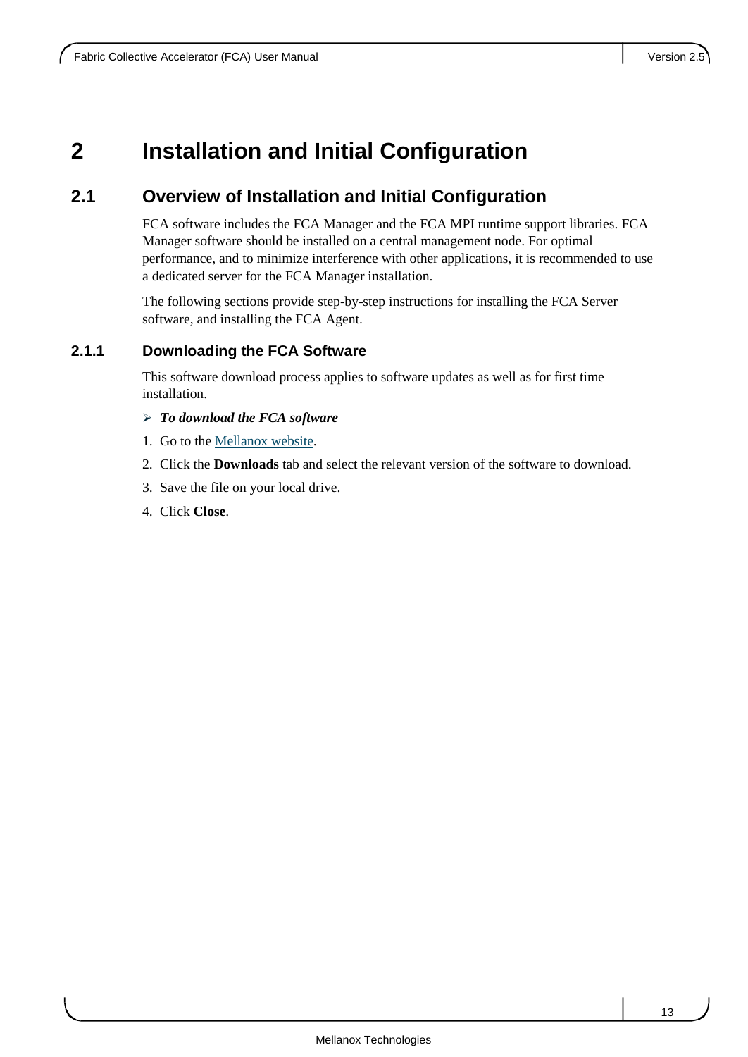# 2 Installation and Initial Configuration

## 2.1 Overview of Installation and Initial Configuration

FCA software includes the FCA Manager and the FCA MPI runtime support libraries. FCA Manager software should be installed on a central management node. For optimal performance, and to minimize interference with other applications, it is recommended to use a dedicated server for the FCA Manager installation.

The following sections provide step-by-step instructions for installing the FCA Server software, and installing the FCA Agent.

### 2.1.1 Downloading the FCA Software

This software download process applies to software updates as well as for first time installation.

➢ ***To download the FCA software***

1. Go to the Mellanox website.
2. Click the **Downloads** tab and select the relevant version of the software to download.
3. Save the file on your local drive.
4. Click **Close**.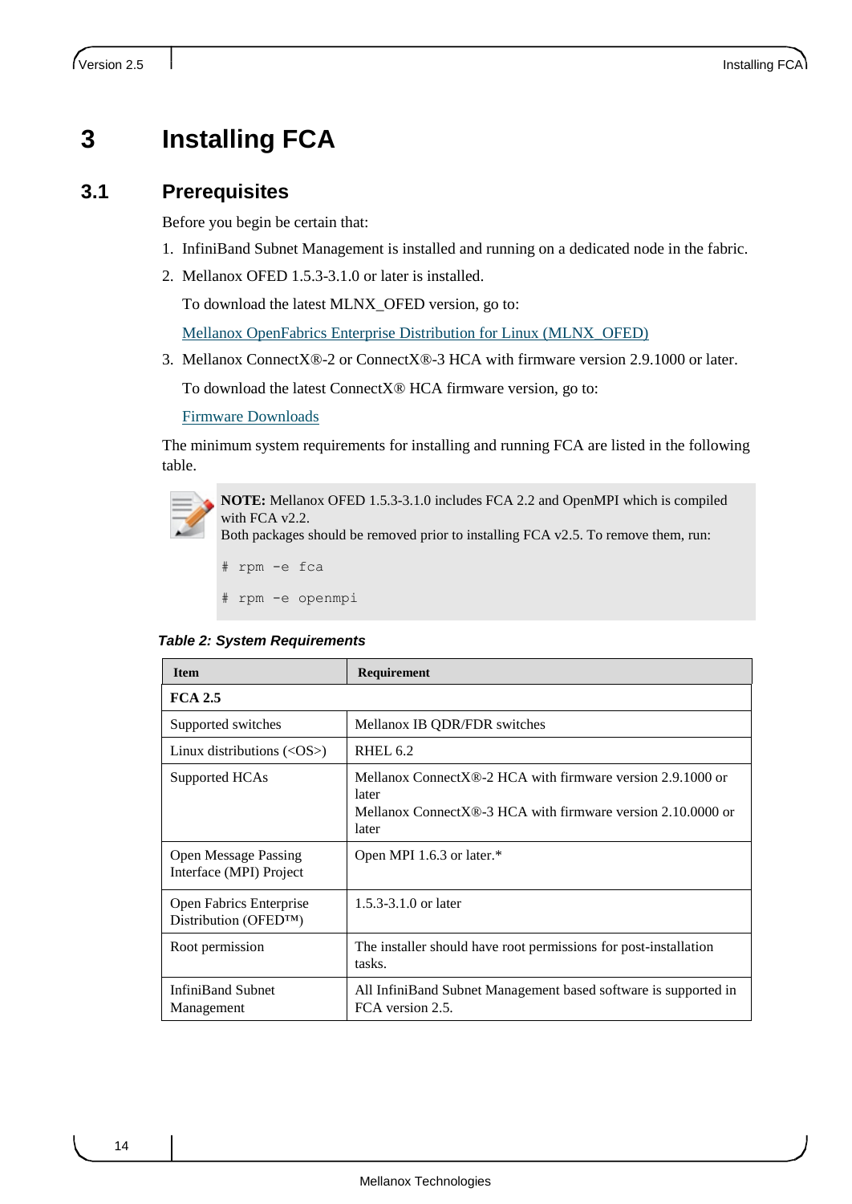# 3 Installing FCA

## 3.1 Prerequisites

Before you begin be certain that:

1. InfiniBand Subnet Management is installed and running on a dedicated node in the fabric.
2. Mellanox OFED 1.5.3-3.1.0 or later is installed.

   To download the latest MLNX_OFED version, go to:

   [Mellanox OpenFabrics Enterprise Distribution for Linux (MLNX_OFED)]()
3. Mellanox ConnectX®-2 or ConnectX®-3 HCA with firmware version 2.9.1000 or later.

   To download the latest ConnectX® HCA firmware version, go to:

   [Firmware Downloads]()

The minimum system requirements for installing and running FCA are listed in the following table.

> **NOTE:** Mellanox OFED 1.5.3-3.1.0 includes FCA 2.2 and OpenMPI which is compiled with FCA v2.2.
> Both packages should be removed prior to installing FCA v2.5. To remove them, run:
>
> ```
> # rpm -e fca
>
> # rpm -e openmpi
> ```

***Table 2: System Requirements***

| Item | Requirement |
|---|---|
| **FCA 2.5** | |
| Supported switches | Mellanox IB QDR/FDR switches |
| Linux distributions (<OS>) | RHEL 6.2 |
| Supported HCAs | Mellanox ConnectX®-2 HCA with firmware version 2.9.1000 or later<br>Mellanox ConnectX®-3 HCA with firmware version 2.10.0000 or later |
| Open Message Passing Interface (MPI) Project | Open MPI 1.6.3 or later.* |
| Open Fabrics Enterprise Distribution (OFED™) | 1.5.3-3.1.0 or later |
| Root permission | The installer should have root permissions for post-installation tasks. |
| InfiniBand Subnet Management | All InfiniBand Subnet Management based software is supported in FCA version 2.5. |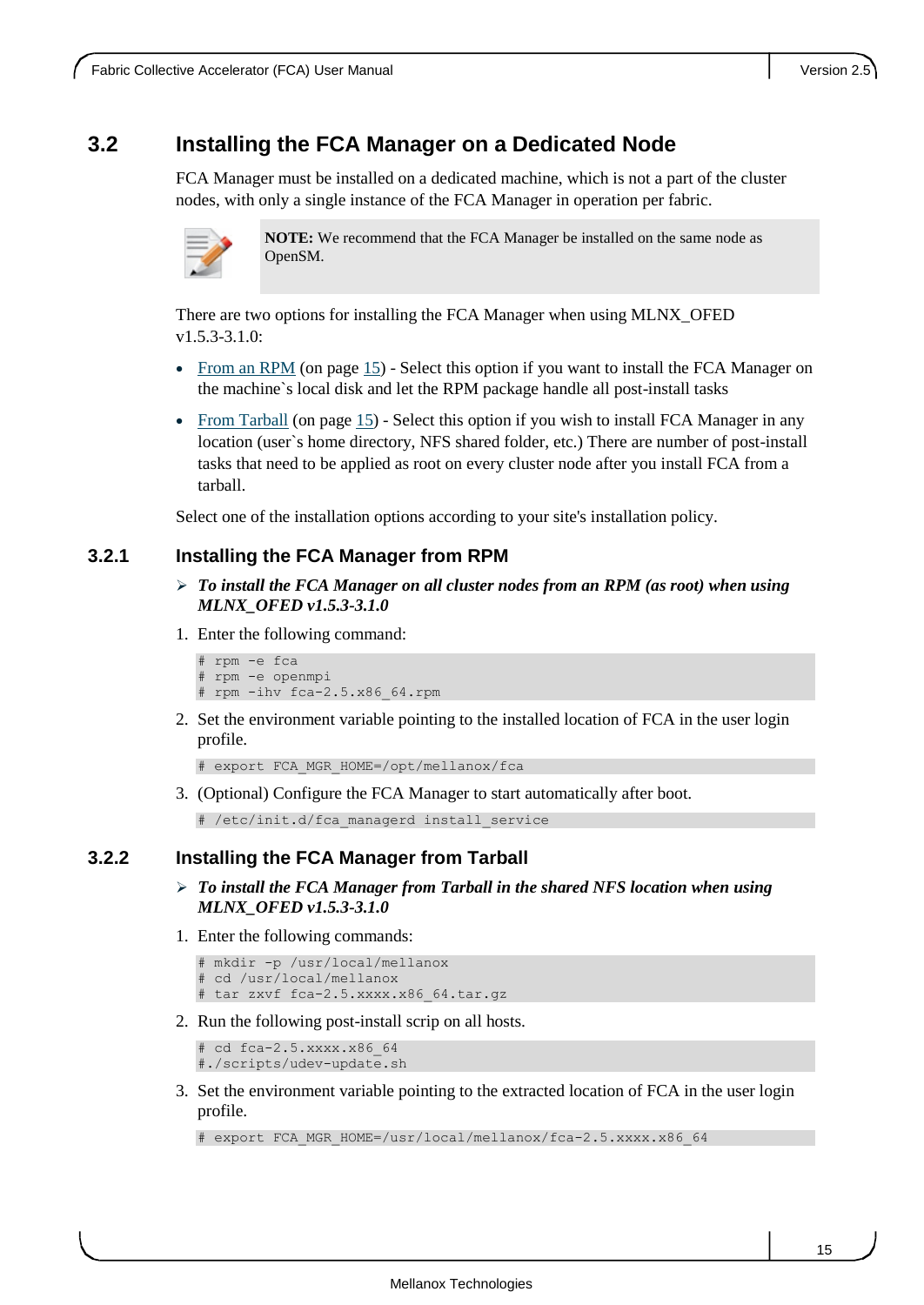## 3.2 Installing the FCA Manager on a Dedicated Node

FCA Manager must be installed on a dedicated machine, which is not a part of the cluster nodes, with only a single instance of the FCA Manager in operation per fabric.

> **NOTE:** We recommend that the FCA Manager be installed on the same node as OpenSM.

There are two options for installing the FCA Manager when using MLNX_OFED v1.5.3-3.1.0:

- From an RPM (on page 15) - Select this option if you want to install the FCA Manager on the machine`s local disk and let the RPM package handle all post-install tasks
- From Tarball (on page 15) - Select this option if you wish to install FCA Manager in any location (user`s home directory, NFS shared folder, etc.) There are number of post-install tasks that need to be applied as root on every cluster node after you install FCA from a tarball.

Select one of the installation options according to your site's installation policy.

### 3.2.1 Installing the FCA Manager from RPM

➢ ***To install the FCA Manager on all cluster nodes from an RPM (as root) when using MLNX_OFED v1.5.3-3.1.0***

1. Enter the following command:

```
# rpm -e fca
# rpm -e openmpi
# rpm -ihv fca-2.5.x86_64.rpm
```

2. Set the environment variable pointing to the installed location of FCA in the user login profile.

```
# export FCA_MGR_HOME=/opt/mellanox/fca
```

3. (Optional) Configure the FCA Manager to start automatically after boot.

```
# /etc/init.d/fca_managerd install_service
```

### 3.2.2 Installing the FCA Manager from Tarball

➢ ***To install the FCA Manager from Tarball in the shared NFS location when using MLNX_OFED v1.5.3-3.1.0***

1. Enter the following commands:

```
# mkdir -p /usr/local/mellanox
# cd /usr/local/mellanox
# tar zxvf fca-2.5.xxxx.x86_64.tar.gz
```

2. Run the following post-install scrip on all hosts.

```
# cd fca-2.5.xxxx.x86_64
#./scripts/udev-update.sh
```

3. Set the environment variable pointing to the extracted location of FCA in the user login profile.

```
# export FCA_MGR_HOME=/usr/local/mellanox/fca-2.5.xxxx.x86_64
```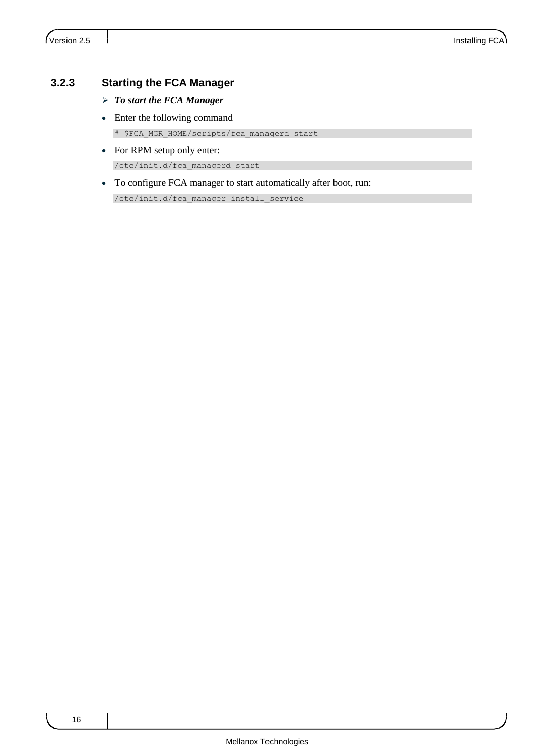### 3.2.3 Starting the FCA Manager

➢ ***To start the FCA Manager***

- Enter the following command

```
# $FCA_MGR_HOME/scripts/fca_managerd start
```

- For RPM setup only enter:

```
/etc/init.d/fca_managerd start
```

- To configure FCA manager to start automatically after boot, run:

```
/etc/init.d/fca_manager install_service
```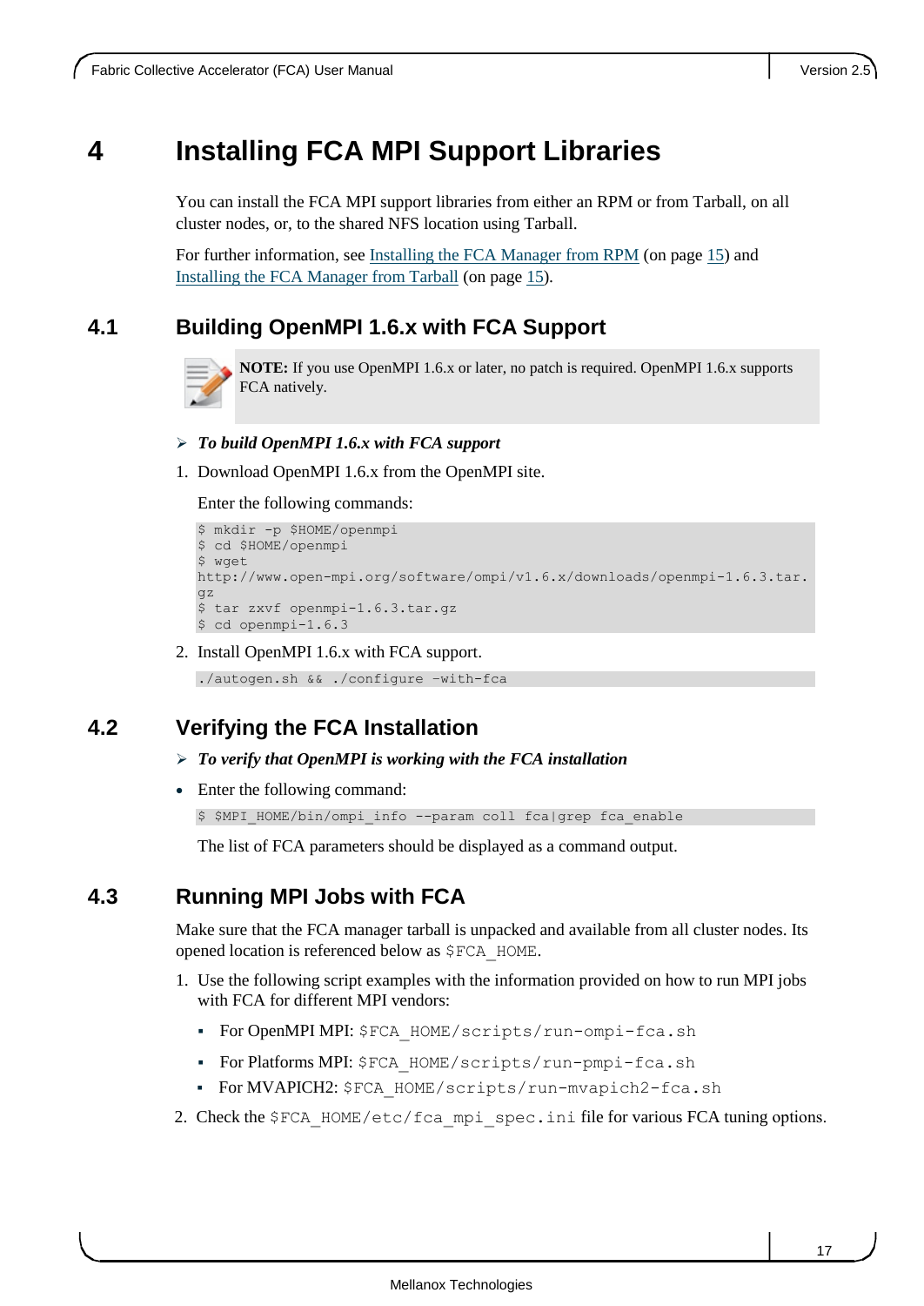# 4 Installing FCA MPI Support Libraries

You can install the FCA MPI support libraries from either an RPM or from Tarball, on all cluster nodes, or, to the shared NFS location using Tarball.

For further information, see Installing the FCA Manager from RPM (on page 15) and Installing the FCA Manager from Tarball (on page 15).

## 4.1 Building OpenMPI 1.6.x with FCA Support

**NOTE:** If you use OpenMPI 1.6.x or later, no patch is required. OpenMPI 1.6.x supports FCA natively.

➢ ***To build OpenMPI 1.6.x with FCA support***

1. Download OpenMPI 1.6.x from the OpenMPI site.

   Enter the following commands:

```
$ mkdir -p $HOME/openmpi
$ cd $HOME/openmpi
$ wget
http://www.open-mpi.org/software/ompi/v1.6.x/downloads/openmpi-1.6.3.tar.gz
$ tar zxvf openmpi-1.6.3.tar.gz
$ cd openmpi-1.6.3
```

2. Install OpenMPI 1.6.x with FCA support.

```
./autogen.sh && ./configure –with-fca
```

## 4.2 Verifying the FCA Installation

➢ ***To verify that OpenMPI is working with the FCA installation***

- Enter the following command:

```
$ $MPI_HOME/bin/ompi_info --param coll fca|grep fca_enable
```

  The list of FCA parameters should be displayed as a command output.

## 4.3 Running MPI Jobs with FCA

Make sure that the FCA manager tarball is unpacked and available from all cluster nodes. Its opened location is referenced below as `$FCA_HOME`.

1. Use the following script examples with the information provided on how to run MPI jobs with FCA for different MPI vendors:
   - For OpenMPI MPI: `$FCA_HOME/scripts/run-ompi-fca.sh`
   - For Platforms MPI: `$FCA_HOME/scripts/run-pmpi-fca.sh`
   - For MVAPICH2: `$FCA_HOME/scripts/run-mvapich2-fca.sh`
2. Check the `$FCA_HOME/etc/fca_mpi_spec.ini` file for various FCA tuning options.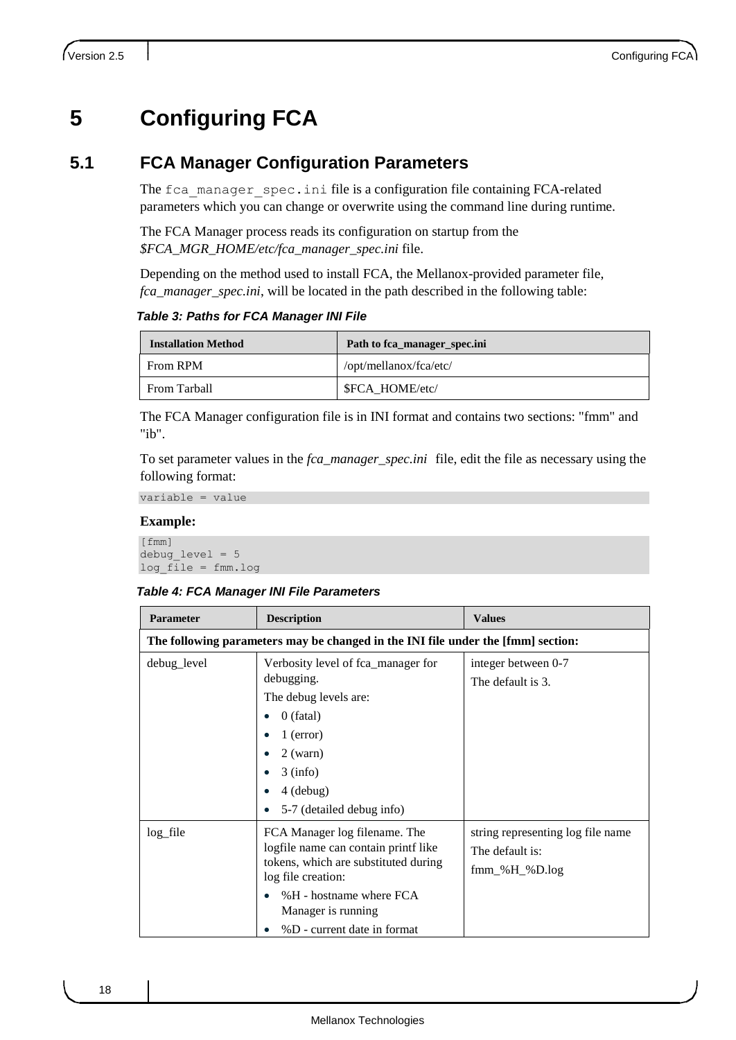# 5 Configuring FCA

## 5.1 FCA Manager Configuration Parameters

The `fca_manager_spec.ini` file is a configuration file containing FCA-related parameters which you can change or overwrite using the command line during runtime.

The FCA Manager process reads its configuration on startup from the *$FCA_MGR_HOME/etc/fca_manager_spec.ini* file.

Depending on the method used to install FCA, the Mellanox-provided parameter file, *fca_manager_spec.ini*, will be located in the path described in the following table:

***Table 3: Paths for FCA Manager INI File***

| Installation Method | Path to fca_manager_spec.ini |
|---|---|
| From RPM | /opt/mellanox/fca/etc/ |
| From Tarball | $FCA_HOME/etc/ |

The FCA Manager configuration file is in INI format and contains two sections: "fmm" and "ib".

To set parameter values in the *fca_manager_spec.ini* file, edit the file as necessary using the following format:

```
variable = value
```

**Example:**

```
[fmm]
debug_level = 5
log_file = fmm.log
```

***Table 4: FCA Manager INI File Parameters***

| Parameter | Description | Values |
|---|---|---|
| **The following parameters may be changed in the INI file under the [fmm] section:** | | |
| debug_level | Verbosity level of fca_manager for debugging.<br>The debug levels are:<br>• 0 (fatal)<br>• 1 (error)<br>• 2 (warn)<br>• 3 (info)<br>• 4 (debug)<br>• 5-7 (detailed debug info) | integer between 0-7<br>The default is 3. |
| log_file | FCA Manager log filename. The logfile name can contain printf like tokens, which are substituted during log file creation:<br>• %H - hostname where FCA Manager is running<br>• %D - current date in format | string representing log file name<br>The default is:<br>fmm_%H_%D.log |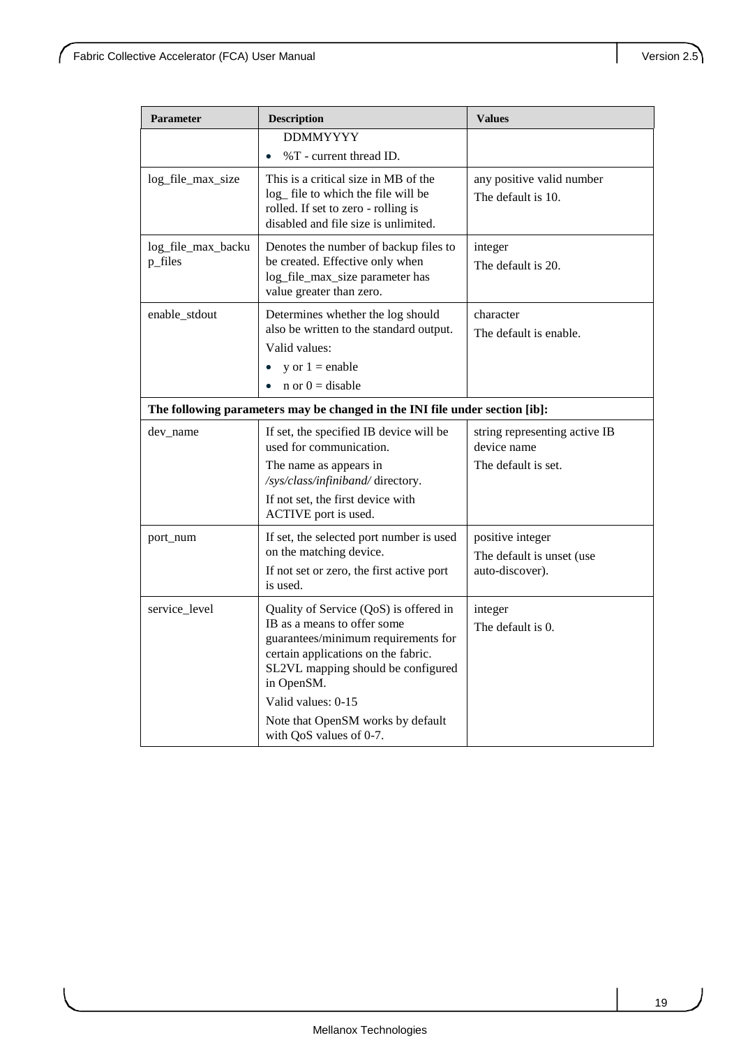| Parameter | Description | Values |
|---|---|---|
| | DDMMYYYY<br>• %T - current thread ID. | |
| log_file_max_size | This is a critical size in MB of the log_ file to which the file will be rolled. If set to zero - rolling is disabled and file size is unlimited. | any positive valid number<br>The default is 10. |
| log_file_max_backup_files | Denotes the number of backup files to be created. Effective only when log_file_max_size parameter has value greater than zero. | integer<br>The default is 20. |
| enable_stdout | Determines whether the log should also be written to the standard output.<br>Valid values:<br>• y or 1 = enable<br>• n or 0 = disable | character<br>The default is enable. |
| **The following parameters may be changed in the INI file under section [ib]:** | | |
| dev_name | If set, the specified IB device will be used for communication.<br>The name as appears in */sys/class/infiniband/* directory.<br>If not set, the first device with ACTIVE port is used. | string representing active IB device name<br>The default is set. |
| port_num | If set, the selected port number is used on the matching device.<br>If not set or zero, the first active port is used. | positive integer<br>The default is unset (use auto-discover). |
| service_level | Quality of Service (QoS) is offered in IB as a means to offer some guarantees/minimum requirements for certain applications on the fabric. SL2VL mapping should be configured in OpenSM.<br>Valid values: 0-15<br>Note that OpenSM works by default with QoS values of 0-7. | integer<br>The default is 0. |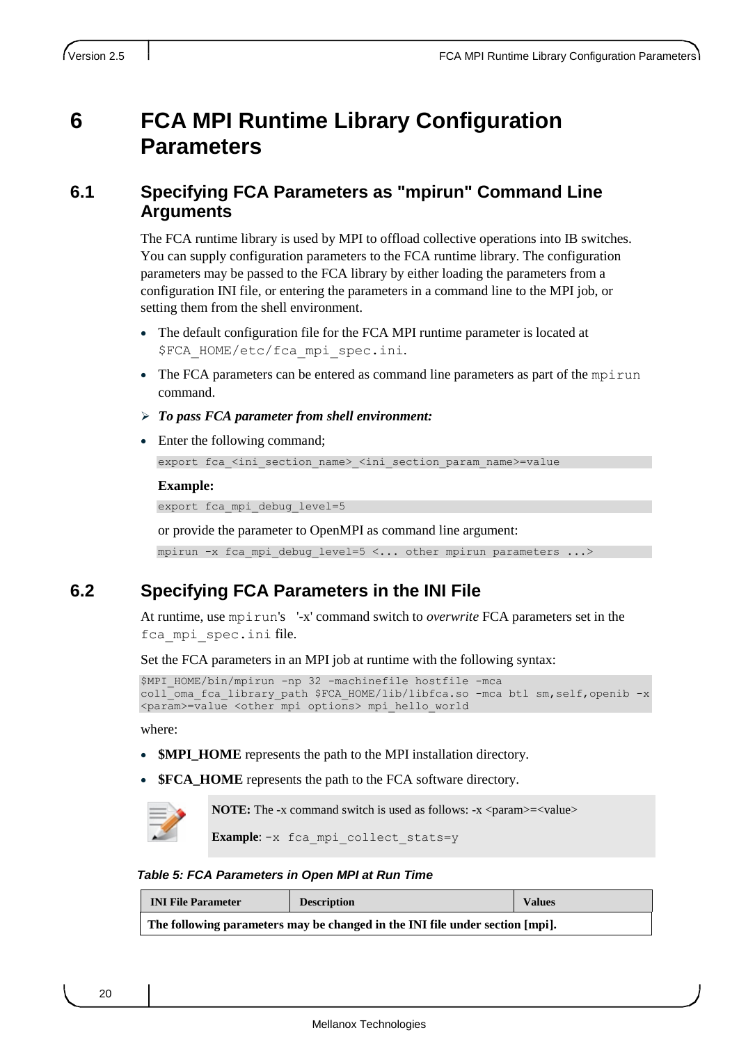# 6 FCA MPI Runtime Library Configuration Parameters

## 6.1 Specifying FCA Parameters as "mpirun" Command Line Arguments

The FCA runtime library is used by MPI to offload collective operations into IB switches. You can supply configuration parameters to the FCA runtime library. The configuration parameters may be passed to the FCA library by either loading the parameters from a configuration INI file, or entering the parameters in a command line to the MPI job, or setting them from the shell environment.

- The default configuration file for the FCA MPI runtime parameter is located at `$FCA_HOME/etc/fca_mpi_spec.ini`.
- The FCA parameters can be entered as command line parameters as part of the `mpirun` command.

➢ ***To pass FCA parameter from shell environment:***

- Enter the following command;

```
export fca_<ini_section_name>_<ini_section_param_name>=value
```

**Example:**

```
export fca_mpi_debug_level=5
```

or provide the parameter to OpenMPI as command line argument:

```
mpirun -x fca_mpi_debug_level=5 <... other mpirun parameters ...>
```

## 6.2 Specifying FCA Parameters in the INI File

At runtime, use `mpirun`'s '-x' command switch to *overwrite* FCA parameters set in the `fca_mpi_spec.ini` file.

Set the FCA parameters in an MPI job at runtime with the following syntax:

```
$MPI_HOME/bin/mpirun -np 32 -machinefile hostfile -mca
coll_oma_fca_library_path $FCA_HOME/lib/libfca.so -mca btl sm,self,openib -x
<param>=value <other mpi options> mpi_hello_world
```

where:

- **$MPI_HOME** represents the path to the MPI installation directory.
- **$FCA_HOME** represents the path to the FCA software directory.

> **NOTE:** The -x command switch is used as follows: -x <param>=<value>
>
> **Example**: `-x fca_mpi_collect_stats=y`

*Table 5: FCA Parameters in Open MPI at Run Time*

| INI File Parameter | Description | Values |
|---|---|---|
| **The following parameters may be changed in the INI file under section [mpi].** | | |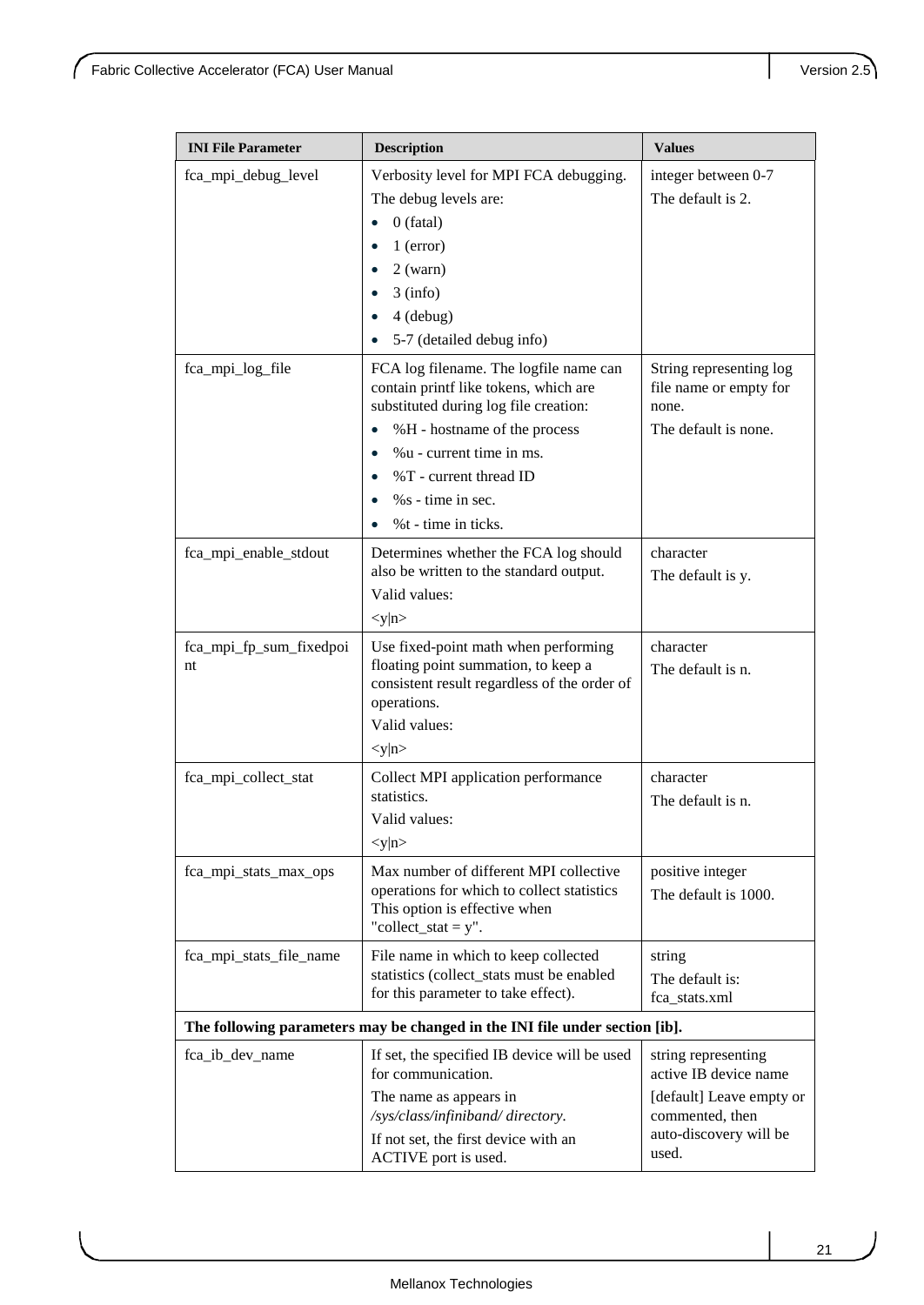| INI File Parameter | Description | Values |
|---|---|---|
| fca_mpi_debug_level | Verbosity level for MPI FCA debugging.<br>The debug levels are:<br>• 0 (fatal)<br>• 1 (error)<br>• 2 (warn)<br>• 3 (info)<br>• 4 (debug)<br>• 5-7 (detailed debug info) | integer between 0-7<br>The default is 2. |
| fca_mpi_log_file | FCA log filename. The logfile name can contain printf like tokens, which are substituted during log file creation:<br>• %H - hostname of the process<br>• %u - current time in ms.<br>• %T - current thread ID<br>• %s - time in sec.<br>• %t - time in ticks. | String representing log file name or empty for none.<br>The default is none. |
| fca_mpi_enable_stdout | Determines whether the FCA log should also be written to the standard output.<br>Valid values:<br><y\|n> | character<br>The default is y. |
| fca_mpi_fp_sum_fixedpoint | Use fixed-point math when performing floating point summation, to keep a consistent result regardless of the order of operations.<br>Valid values:<br><y\|n> | character<br>The default is n. |
| fca_mpi_collect_stat | Collect MPI application performance statistics.<br>Valid values:<br><y\|n> | character<br>The default is n. |
| fca_mpi_stats_max_ops | Max number of different MPI collective operations for which to collect statistics This option is effective when "collect_stat = y". | positive integer<br>The default is 1000. |
| fca_mpi_stats_file_name | File name in which to keep collected statistics (collect_stats must be enabled for this parameter to take effect). | string<br>The default is: fca_stats.xml |
| **The following parameters may be changed in the INI file under section [ib].** | | |
| fca_ib_dev_name | If set, the specified IB device will be used for communication.<br>The name as appears in */sys/class/infiniband/ directory.*<br>If not set, the first device with an ACTIVE port is used. | string representing active IB device name<br>[default] Leave empty or commented, then auto-discovery will be used. |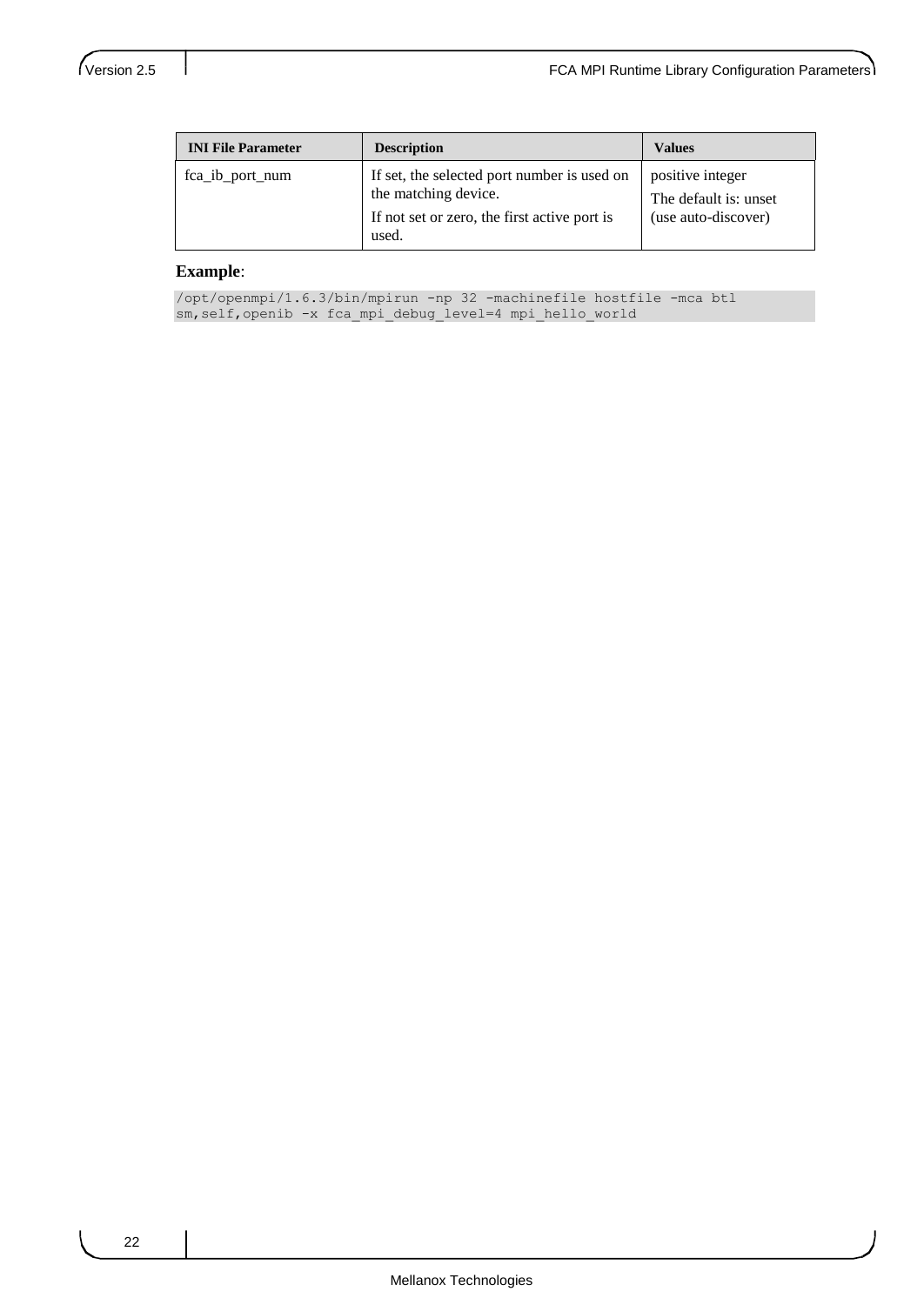| INI File Parameter | Description | Values |
| --- | --- | --- |
| fca_ib_port_num | If set, the selected port number is used on the matching device. If not set or zero, the first active port is used. | positive integer The default is: unset (use auto-discover) |

**Example**:

```
/opt/openmpi/1.6.3/bin/mpirun -np 32 -machinefile hostfile -mca btl
sm,self,openib -x fca_mpi_debug_level=4 mpi_hello_world
```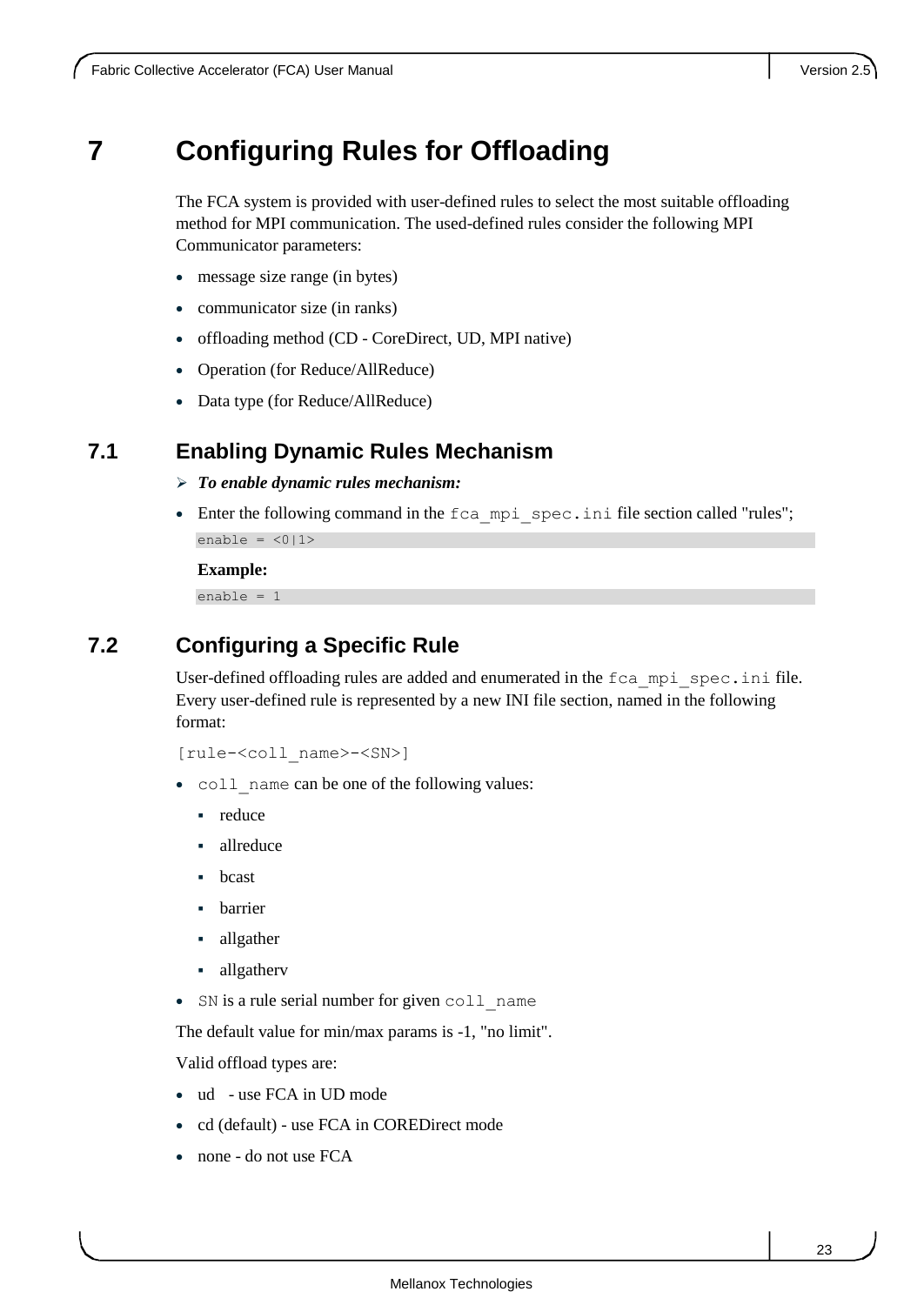# 7 Configuring Rules for Offloading

The FCA system is provided with user-defined rules to select the most suitable offloading method for MPI communication. The used-defined rules consider the following MPI Communicator parameters:

- message size range (in bytes)
- communicator size (in ranks)
- offloading method (CD - CoreDirect, UD, MPI native)
- Operation (for Reduce/AllReduce)
- Data type (for Reduce/AllReduce)

## 7.1 Enabling Dynamic Rules Mechanism

➢ ***To enable dynamic rules mechanism:***

- Enter the following command in the `fca_mpi_spec.ini` file section called "rules";

```
enable = <0|1>
```

**Example:**

```
enable = 1
```

## 7.2 Configuring a Specific Rule

User-defined offloading rules are added and enumerated in the `fca_mpi_spec.ini` file. Every user-defined rule is represented by a new INI file section, named in the following format:

```
[rule-<coll_name>-<SN>]
```

- `coll_name` can be one of the following values:
  - reduce
  - allreduce
  - bcast
  - barrier
  - allgather
  - allgatherv
- `SN` is a rule serial number for given `coll_name`

The default value for min/max params is -1, "no limit".

Valid offload types are:

- ud - use FCA in UD mode
- cd (default) - use FCA in COREDirect mode
- none - do not use FCA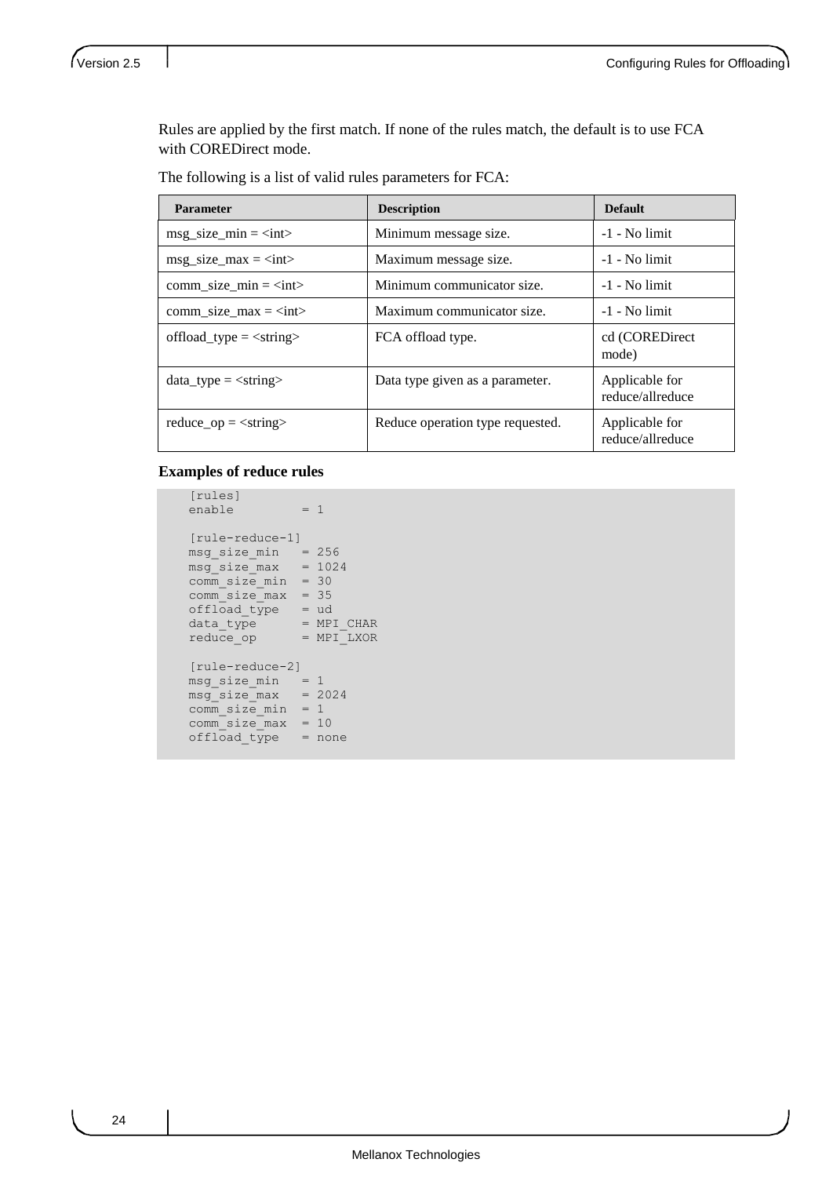Rules are applied by the first match. If none of the rules match, the default is to use FCA with COREDirect mode.

The following is a list of valid rules parameters for FCA:

| Parameter | Description | Default |
|---|---|---|
| msg_size_min = <int> | Minimum message size. | -1 - No limit |
| msg_size_max = <int> | Maximum message size. | -1 - No limit |
| comm_size_min = <int> | Minimum communicator size. | -1 - No limit |
| comm_size_max = <int> | Maximum communicator size. | -1 - No limit |
| offload_type = <string> | FCA offload type. | cd (COREDirect mode) |
| data_type = <string> | Data type given as a parameter. | Applicable for reduce/allreduce |
| reduce_op = <string> | Reduce operation type requested. | Applicable for reduce/allreduce |

**Examples of reduce rules**

```
[rules]
enable         = 1

[rule-reduce-1]
msg_size_min   = 256
msg_size_max   = 1024
comm_size_min  = 30
comm_size_max  = 35
offload_type   = ud
data_type      = MPI_CHAR
reduce_op      = MPI_LXOR

[rule-reduce-2]
msg_size_min   = 1
msg_size_max   = 2024
comm_size_min  = 1
comm_size_max  = 10
offload_type   = none
```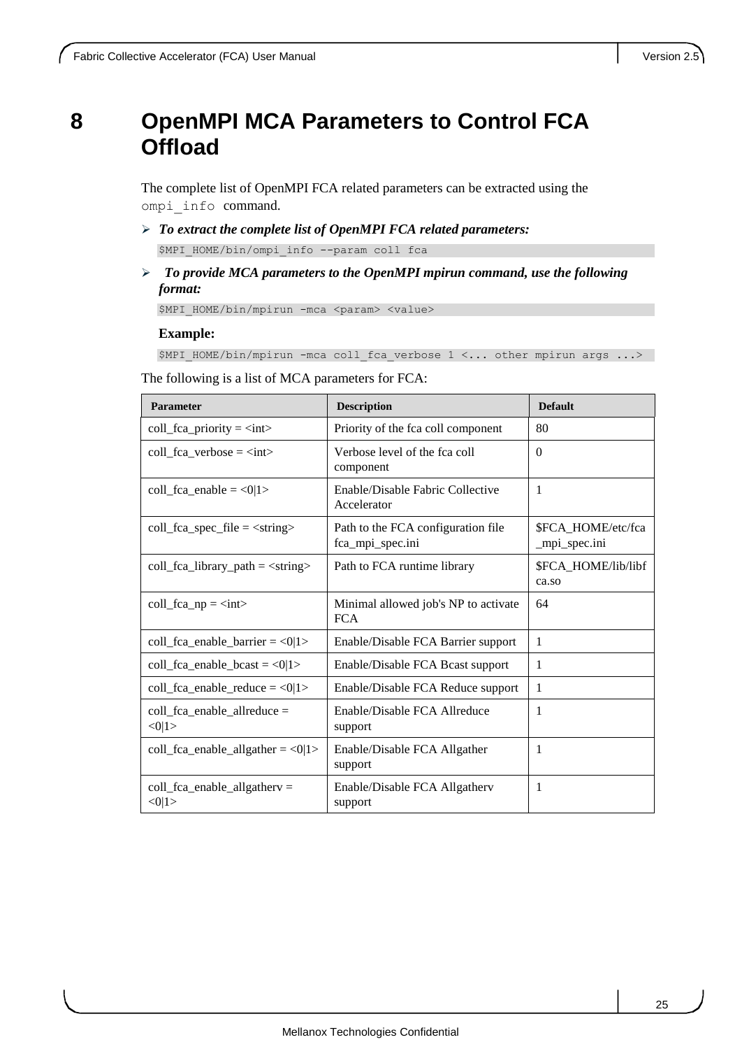# 8 OpenMPI MCA Parameters to Control FCA Offload

The complete list of OpenMPI FCA related parameters can be extracted using the `ompi_info` command.

- ***To extract the complete list of OpenMPI FCA related parameters:***

```
$MPI_HOME/bin/ompi_info --param coll fca
```

- ***To provide MCA parameters to the OpenMPI mpirun command, use the following format:***

```
$MPI_HOME/bin/mpirun -mca <param> <value>
```

**Example:**

```
$MPI_HOME/bin/mpirun -mca coll_fca_verbose 1 <... other mpirun args ...>
```

The following is a list of MCA parameters for FCA:

| Parameter | Description | Default |
|---|---|---|
| coll_fca_priority = <int> | Priority of the fca coll component | 80 |
| coll_fca_verbose = <int> | Verbose level of the fca coll component | 0 |
| coll_fca_enable = <0\|1> | Enable/Disable Fabric Collective Accelerator | 1 |
| coll_fca_spec_file = <string> | Path to the FCA configuration file fca_mpi_spec.ini | $FCA_HOME/etc/fca_mpi_spec.ini |
| coll_fca_library_path = <string> | Path to FCA runtime library | $FCA_HOME/lib/libfca.so |
| coll_fca_np = <int> | Minimal allowed job's NP to activate FCA | 64 |
| coll_fca_enable_barrier = <0\|1> | Enable/Disable FCA Barrier support | 1 |
| coll_fca_enable_bcast = <0\|1> | Enable/Disable FCA Bcast support | 1 |
| coll_fca_enable_reduce = <0\|1> | Enable/Disable FCA Reduce support | 1 |
| coll_fca_enable_allreduce = <0\|1> | Enable/Disable FCA Allreduce support | 1 |
| coll_fca_enable_allgather = <0\|1> | Enable/Disable FCA Allgather support | 1 |
| coll_fca_enable_allgatherv = <0\|1> | Enable/Disable FCA Allgatherv support | 1 |